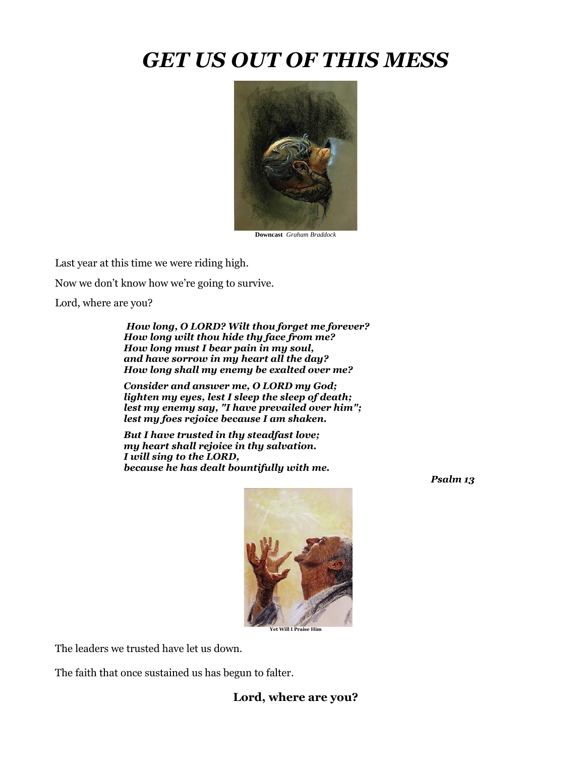# *GET US OUT OF THIS MESS*

**Downcast** *Graham Braddock*

Last year at this time we were riding high.

Now we don't know how we're going to survive.

Lord, where are you?

> ***How long, O LORD? Wilt thou forget me forever?***
> ***How long wilt thou hide thy face from me?***
> ***How long must I bear pain in my soul,***
> ***and have sorrow in my heart all the day?***
> ***How long shall my enemy be exalted over me?***
>
> ***Consider and answer me, O LORD my God;***
> ***lighten my eyes, lest I sleep the sleep of death;***
> ***lest my enemy say, "I have prevailed over him";***
> ***lest my foes rejoice because I am shaken.***
>
> ***But I have trusted in thy steadfast love;***
> ***my heart shall rejoice in thy salvation.***
> ***I will sing to the LORD,***
> ***because he has dealt bountifully with me.***

***Psalm 13***

**Yet Will I Praise Him**

The leaders we trusted have let us down.

The faith that once sustained us has begun to falter.

**Lord, where are you?**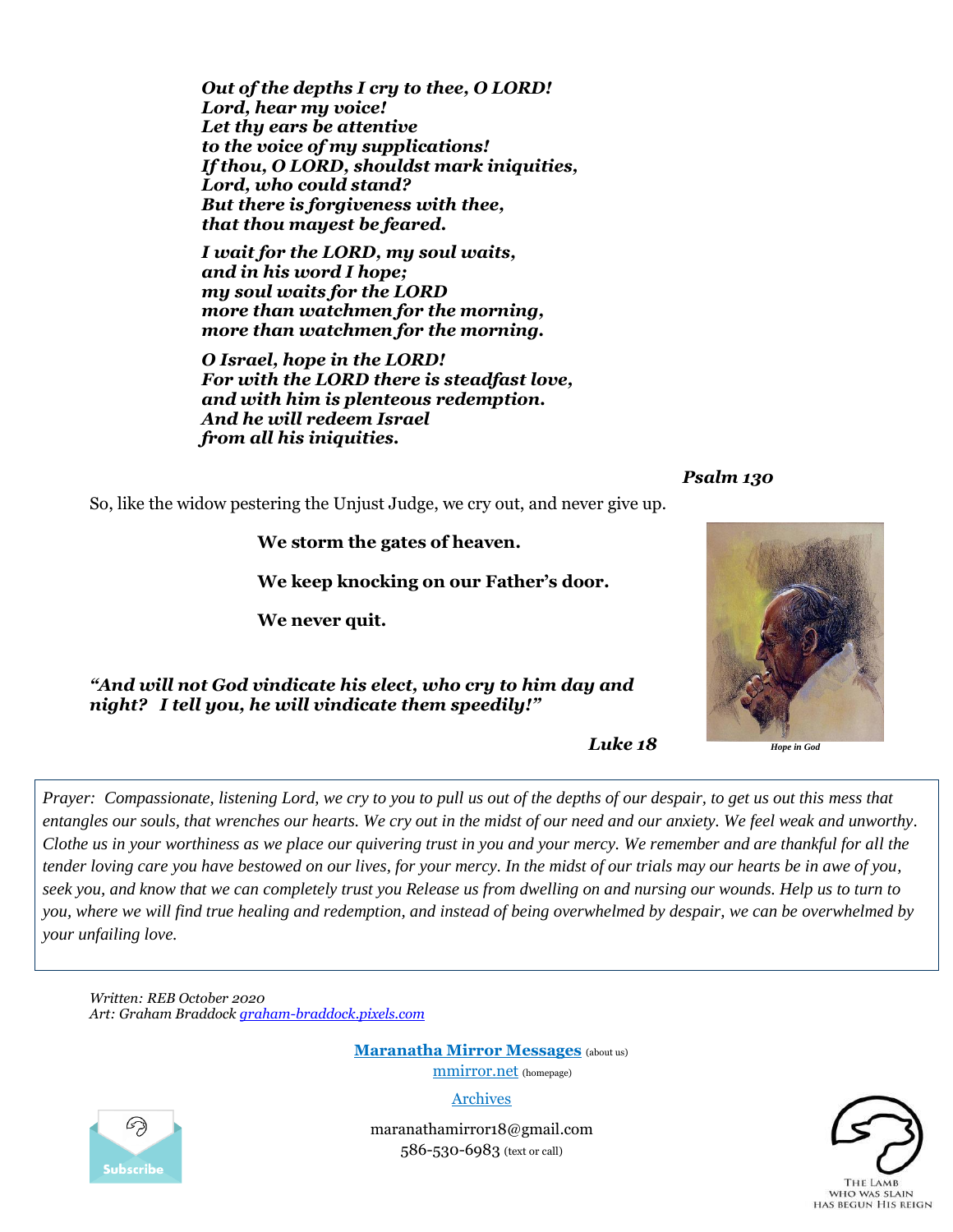*Out of the depths I cry to thee, O LORD!*
*Lord, hear my voice!*
*Let thy ears be attentive*
*to the voice of my supplications!*
*If thou, O LORD, shouldst mark iniquities,*
*Lord, who could stand?*
*But there is forgiveness with thee,*
*that thou mayest be feared.*

*I wait for the LORD, my soul waits,*
*and in his word I hope;*
*my soul waits for the LORD*
*more than watchmen for the morning,*
*more than watchmen for the morning.*

*O Israel, hope in the LORD!*
*For with the LORD there is steadfast love,*
*and with him is plenteous redemption.*
*And he will redeem Israel*
*from all his iniquities.*

***Psalm 130***

So, like the widow pestering the Unjust Judge, we cry out, and never give up.

**We storm the gates of heaven.**

**We keep knocking on our Father's door.**

**We never quit.**

***"And will not God vindicate his elect, who cry to him day and night? I tell you, he will vindicate them speedily!"***

***Luke 18***

*Hope in God*

*Prayer: Compassionate, listening Lord, we cry to you to pull us out of the depths of our despair, to get us out this mess that entangles our souls, that wrenches our hearts. We cry out in the midst of our need and our anxiety. We feel weak and unworthy. Clothe us in your worthiness as we place our quivering trust in you and your mercy. We remember and are thankful for all the tender loving care you have bestowed on our lives, for your mercy. In the midst of our trials may our hearts be in awe of you, seek you, and know that we can completely trust you Release us from dwelling on and nursing our wounds. Help us to turn to you, where we will find true healing and redemption, and instead of being overwhelmed by despair, we can be overwhelmed by your unfailing love.*

*Written: REB October 2020*
*Art: Graham Braddock [graham-braddock.pixels.com](graham-braddock.pixels.com)*

**[Maranatha Mirror Messages](#)** (about us)
[mmirror.net](#) (homepage)
[Archives](#)
maranathamirror18@gmail.com
586-530-6983 (text or call)

Subscribe

THE LAMB WHO WAS SLAIN HAS BEGUN HIS REIGN